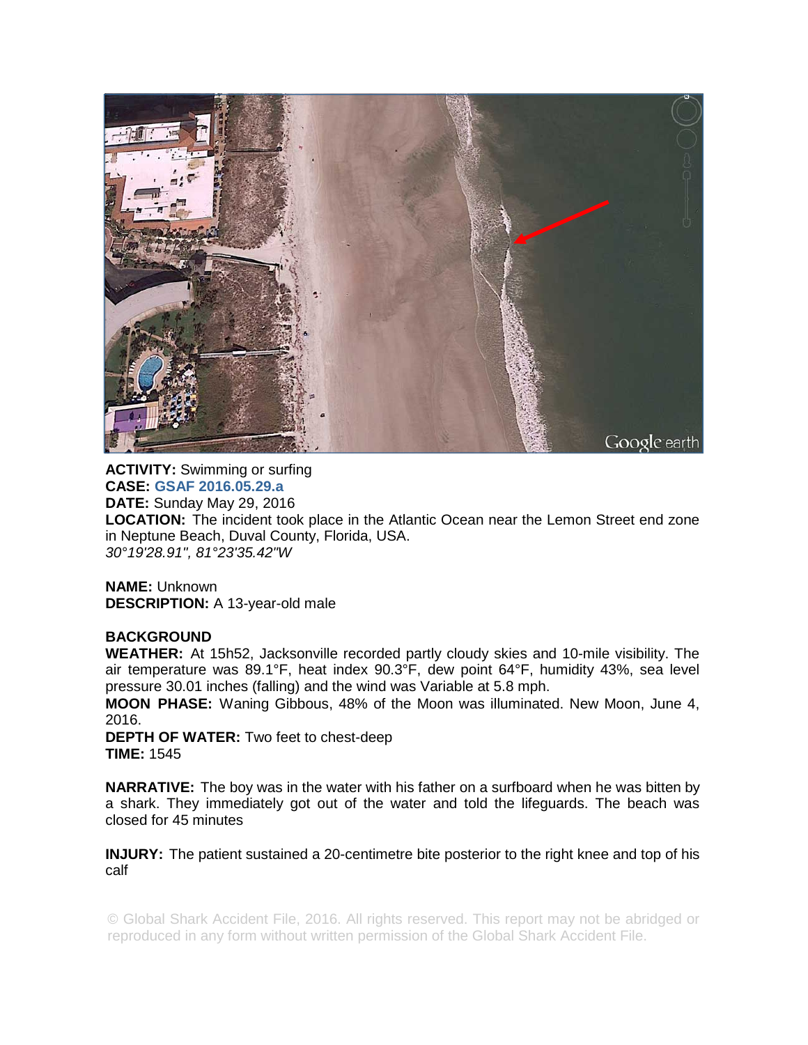**ACTIVITY:** Swimming or surfing
**CASE:** **GSAF 2016.05.29.a**
**DATE:** Sunday May 29, 2016
**LOCATION:** The incident took place in the Atlantic Ocean near the Lemon Street end zone in Neptune Beach, Duval County, Florida, USA.
*30°19'28.91", 81°23'35.42"W*

**NAME:** Unknown
**DESCRIPTION:** A 13-year-old male

**BACKGROUND**
**WEATHER:** At 15h52, Jacksonville recorded partly cloudy skies and 10-mile visibility. The air temperature was 89.1°F, heat index 90.3°F, dew point 64°F, humidity 43%, sea level pressure 30.01 inches (falling) and the wind was Variable at 5.8 mph.
**MOON PHASE:** Waning Gibbous, 48% of the Moon was illuminated. New Moon, June 4, 2016.
**DEPTH OF WATER:** Two feet to chest-deep
**TIME:** 1545

**NARRATIVE:** The boy was in the water with his father on a surfboard when he was bitten by a shark. They immediately got out of the water and told the lifeguards. The beach was closed for 45 minutes

**INJURY:** The patient sustained a 20-centimetre bite posterior to the right knee and top of his calf

© Global Shark Accident File, 2016. All rights reserved. This report may not be abridged or reproduced in any form without written permission of the Global Shark Accident File.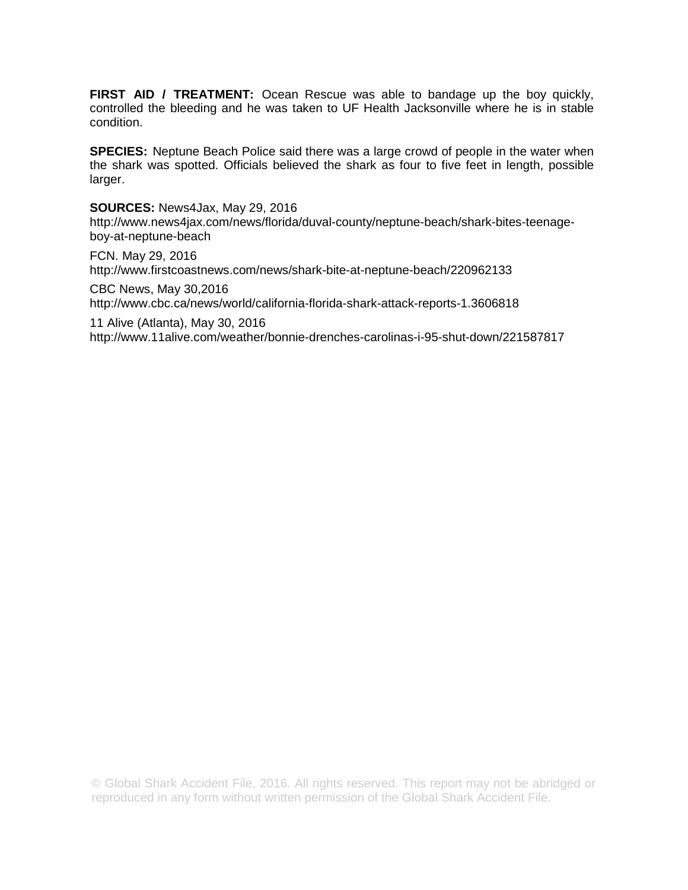**FIRST AID / TREATMENT:** Ocean Rescue was able to bandage up the boy quickly, controlled the bleeding and he was taken to UF Health Jacksonville where he is in stable condition.

**SPECIES:** Neptune Beach Police said there was a large crowd of people in the water when the shark was spotted. Officials believed the shark as four to five feet in length, possible larger.

**SOURCES:** News4Jax, May 29, 2016
http://www.news4jax.com/news/florida/duval-county/neptune-beach/shark-bites-teenage-boy-at-neptune-beach

FCN. May 29, 2016
http://www.firstcoastnews.com/news/shark-bite-at-neptune-beach/220962133

CBC News, May 30,2016
http://www.cbc.ca/news/world/california-florida-shark-attack-reports-1.3606818

11 Alive (Atlanta), May 30, 2016
http://www.11alive.com/weather/bonnie-drenches-carolinas-i-95-shut-down/221587817

© Global Shark Accident File, 2016. All rights reserved. This report may not be abridged or reproduced in any form without written permission of the Global Shark Accident File.